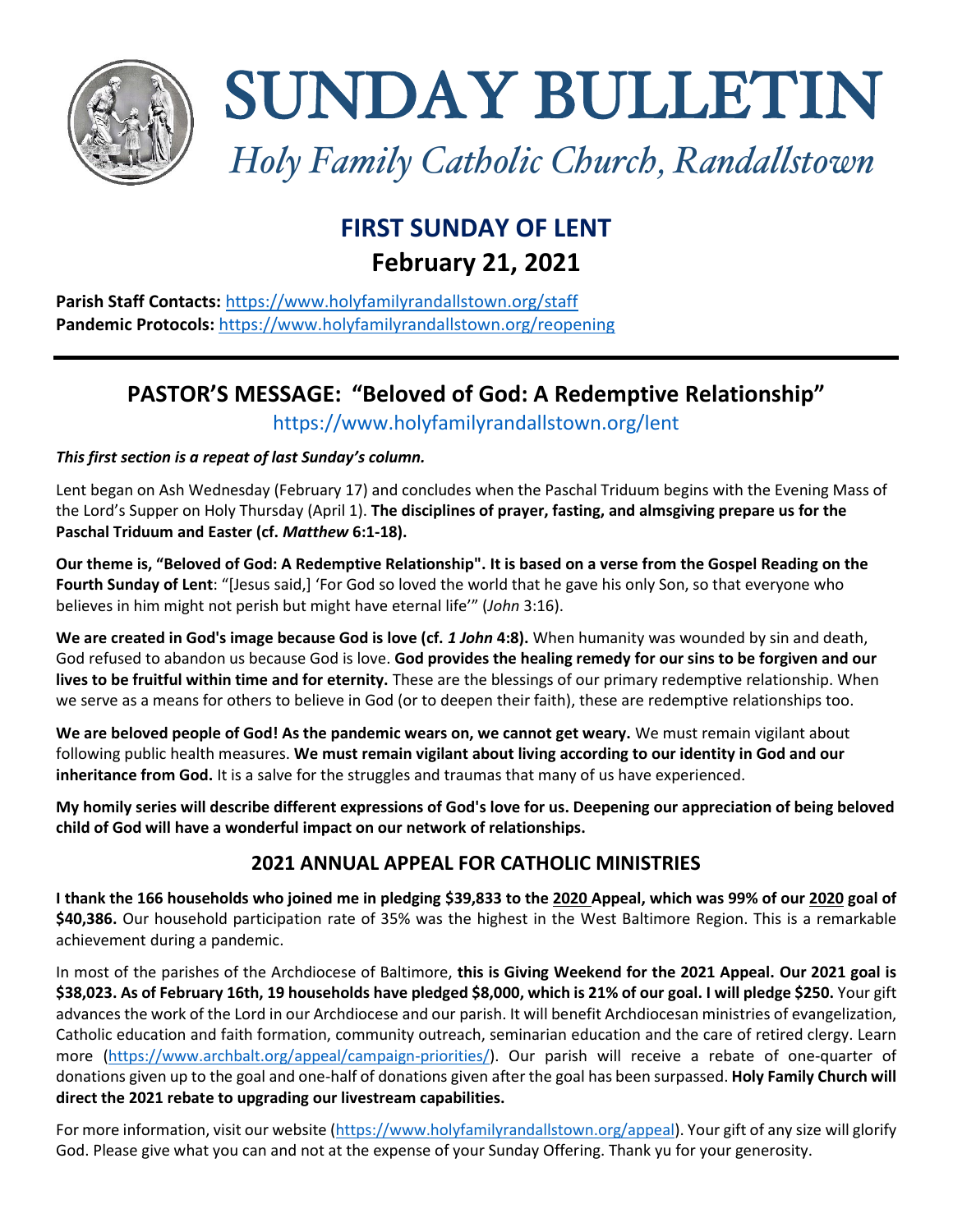# SUNDAY BULLETIN

*Holy Family Catholic Church, Randallstown*

## FIRST SUNDAY OF LENT
## February 21, 2021

**Parish Staff Contacts:** https://www.holyfamilyrandallstown.org/staff
**Pandemic Protocols:** https://www.holyfamilyrandallstown.org/reopening

---

## PASTOR'S MESSAGE: "Beloved of God: A Redemptive Relationship"

https://www.holyfamilyrandallstown.org/lent

***This first section is a repeat of last Sunday's column.***

Lent began on Ash Wednesday (February 17) and concludes when the Paschal Triduum begins with the Evening Mass of the Lord's Supper on Holy Thursday (April 1). **The disciplines of prayer, fasting, and almsgiving prepare us for the Paschal Triduum and Easter (cf. *Matthew* 6:1-18).**

**Our theme is, "Beloved of God: A Redemptive Relationship". It is based on a verse from the Gospel Reading on the Fourth Sunday of Lent**: "[Jesus said,] 'For God so loved the world that he gave his only Son, so that everyone who believes in him might not perish but might have eternal life'" (*John* 3:16).

**We are created in God's image because God is love (cf. *1 John* 4:8).** When humanity was wounded by sin and death, God refused to abandon us because God is love. **God provides the healing remedy for our sins to be forgiven and our lives to be fruitful within time and for eternity.** These are the blessings of our primary redemptive relationship. When we serve as a means for others to believe in God (or to deepen their faith), these are redemptive relationships too.

**We are beloved people of God! As the pandemic wears on, we cannot get weary.** We must remain vigilant about following public health measures. **We must remain vigilant about living according to our identity in God and our inheritance from God.** It is a salve for the struggles and traumas that many of us have experienced.

**My homily series will describe different expressions of God's love for us. Deepening our appreciation of being beloved child of God will have a wonderful impact on our network of relationships.**

### 2021 ANNUAL APPEAL FOR CATHOLIC MINISTRIES

**I thank the 166 households who joined me in pledging $39,833 to the 2020 Appeal, which was 99% of our 2020 goal of $40,386.** Our household participation rate of 35% was the highest in the West Baltimore Region. This is a remarkable achievement during a pandemic.

In most of the parishes of the Archdiocese of Baltimore, **this is Giving Weekend for the 2021 Appeal. Our 2021 goal is $38,023. As of February 16th, 19 households have pledged $8,000, which is 21% of our goal. I will pledge $250.** Your gift advances the work of the Lord in our Archdiocese and our parish. It will benefit Archdiocesan ministries of evangelization, Catholic education and faith formation, community outreach, seminarian education and the care of retired clergy. Learn more (https://www.archbalt.org/appeal/campaign-priorities/). Our parish will receive a rebate of one-quarter of donations given up to the goal and one-half of donations given after the goal has been surpassed. **Holy Family Church will direct the 2021 rebate to upgrading our livestream capabilities.**

For more information, visit our website (https://www.holyfamilyrandallstown.org/appeal). Your gift of any size will glorify God. Please give what you can and not at the expense of your Sunday Offering. Thank yu for your generosity.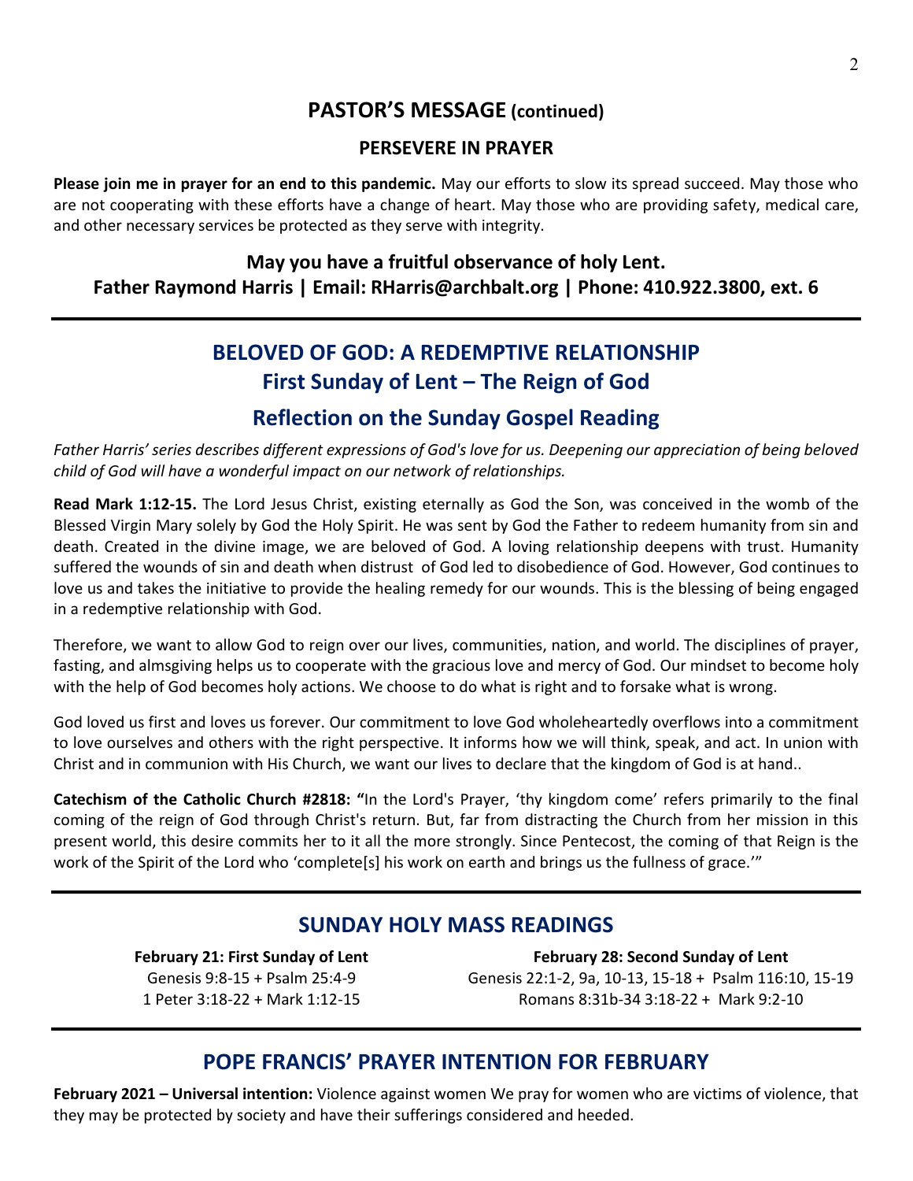## PASTOR'S MESSAGE (continued)

### PERSEVERE IN PRAYER

**Please join me in prayer for an end to this pandemic.** May our efforts to slow its spread succeed. May those who are not cooperating with these efforts have a change of heart. May those who are providing safety, medical care, and other necessary services be protected as they serve with integrity.

**May you have a fruitful observance of holy Lent.**
**Father Raymond Harris | Email: RHarris@archbalt.org | Phone: 410.922.3800, ext. 6**

---

## BELOVED OF GOD: A REDEMPTIVE RELATIONSHIP
### First Sunday of Lent – The Reign of God
### Reflection on the Sunday Gospel Reading

*Father Harris' series describes different expressions of God's love for us. Deepening our appreciation of being beloved child of God will have a wonderful impact on our network of relationships.*

**Read Mark 1:12-15.** The Lord Jesus Christ, existing eternally as God the Son, was conceived in the womb of the Blessed Virgin Mary solely by God the Holy Spirit. He was sent by God the Father to redeem humanity from sin and death. Created in the divine image, we are beloved of God. A loving relationship deepens with trust. Humanity suffered the wounds of sin and death when distrust of God led to disobedience of God. However, God continues to love us and takes the initiative to provide the healing remedy for our wounds. This is the blessing of being engaged in a redemptive relationship with God.

Therefore, we want to allow God to reign over our lives, communities, nation, and world. The disciplines of prayer, fasting, and almsgiving helps us to cooperate with the gracious love and mercy of God. Our mindset to become holy with the help of God becomes holy actions. We choose to do what is right and to forsake what is wrong.

God loved us first and loves us forever. Our commitment to love God wholeheartedly overflows into a commitment to love ourselves and others with the right perspective. It informs how we will think, speak, and act. In union with Christ and in communion with His Church, we want our lives to declare that the kingdom of God is at hand..

**Catechism of the Catholic Church #2818: "**In the Lord's Prayer, 'thy kingdom come' refers primarily to the final coming of the reign of God through Christ's return. But, far from distracting the Church from her mission in this present world, this desire commits her to it all the more strongly. Since Pentecost, the coming of that Reign is the work of the Spirit of the Lord who 'complete[s] his work on earth and brings us the fullness of grace.'"

---

## SUNDAY HOLY MASS READINGS

**February 21: First Sunday of Lent**
Genesis 9:8-15 + Psalm 25:4-9
1 Peter 3:18-22 + Mark 1:12-15

**February 28: Second Sunday of Lent**
Genesis 22:1-2, 9a, 10-13, 15-18 + Psalm 116:10, 15-19
Romans 8:31b-34 3:18-22 + Mark 9:2-10

---

## POPE FRANCIS' PRAYER INTENTION FOR FEBRUARY

**February 2021 – Universal intention:** Violence against women We pray for women who are victims of violence, that they may be protected by society and have their sufferings considered and heeded.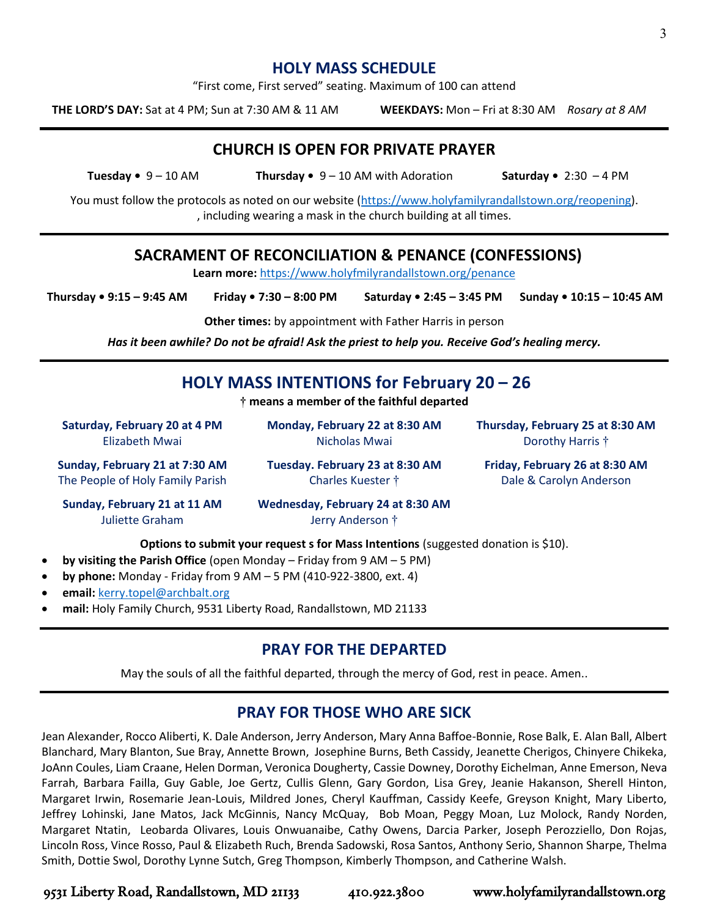## HOLY MASS SCHEDULE

"First come, First served" seating. Maximum of 100 can attend

**THE LORD'S DAY:** Sat at 4 PM; Sun at 7:30 AM & 11 AM **WEEKDAYS:** Mon – Fri at 8:30 AM *Rosary at 8 AM*

## CHURCH IS OPEN FOR PRIVATE PRAYER

**Tuesday •** 9 – 10 AM **Thursday •** 9 – 10 AM with Adoration **Saturday •** 2:30 – 4 PM

You must follow the protocols as noted on our website (https://www.holyfamilyrandallstown.org/reopening).
, including wearing a mask in the church building at all times.

## SACRAMENT OF RECONCILIATION & PENANCE (CONFESSIONS)

**Learn more:** https://www.holyfmilyrandallstown.org/penance

**Thursday • 9:15 – 9:45 AM** **Friday • 7:30 – 8:00 PM** **Saturday • 2:45 – 3:45 PM** **Sunday • 10:15 – 10:45 AM**

**Other times:** by appointment with Father Harris in person

***Has it been awhile? Do not be afraid! Ask the priest to help you. Receive God's healing mercy.***

## HOLY MASS INTENTIONS for February 20 – 26

**† means a member of the faithful departed**

**Saturday, February 20 at 4 PM**
Elizabeth Mwai

**Sunday, February 21 at 7:30 AM**
The People of Holy Family Parish

**Sunday, February 21 at 11 AM**
Juliette Graham

**Monday, February 22 at 8:30 AM**
Nicholas Mwai

**Tuesday. February 23 at 8:30 AM**
Charles Kuester †

**Wednesday, February 24 at 8:30 AM**
Jerry Anderson †

**Thursday, February 25 at 8:30 AM**
Dorothy Harris †

**Friday, February 26 at 8:30 AM**
Dale & Carolyn Anderson

**Options to submit your request s for Mass Intentions** (suggested donation is $10).

- **by visiting the Parish Office** (open Monday – Friday from 9 AM – 5 PM)
- **by phone:** Monday - Friday from 9 AM – 5 PM (410-922-3800, ext. 4)
- **email:** kerry.topel@archbalt.org
- **mail:** Holy Family Church, 9531 Liberty Road, Randallstown, MD 21133

## PRAY FOR THE DEPARTED

May the souls of all the faithful departed, through the mercy of God, rest in peace. Amen..

## PRAY FOR THOSE WHO ARE SICK

Jean Alexander, Rocco Aliberti, K. Dale Anderson, Jerry Anderson, Mary Anna Baffoe-Bonnie, Rose Balk, E. Alan Ball, Albert Blanchard, Mary Blanton, Sue Bray, Annette Brown, Josephine Burns, Beth Cassidy, Jeanette Cherigos, Chinyere Chikeka, JoAnn Coules, Liam Craane, Helen Dorman, Veronica Dougherty, Cassie Downey, Dorothy Eichelman, Anne Emerson, Neva Farrah, Barbara Failla, Guy Gable, Joe Gertz, Cullis Glenn, Gary Gordon, Lisa Grey, Jeanie Hakanson, Sherell Hinton, Margaret Irwin, Rosemarie Jean-Louis, Mildred Jones, Cheryl Kauffman, Cassidy Keefe, Greyson Knight, Mary Liberto, Jeffrey Lohinski, Jane Matos, Jack McGinnis, Nancy McQuay, Bob Moan, Peggy Moan, Luz Molock, Randy Norden, Margaret Ntatin, Leobarda Olivares, Louis Onwuanaibe, Cathy Owens, Darcia Parker, Joseph Perozziello, Don Rojas, Lincoln Ross, Vince Rosso, Paul & Elizabeth Ruch, Brenda Sadowski, Rosa Santos, Anthony Serio, Shannon Sharpe, Thelma Smith, Dottie Swol, Dorothy Lynne Sutch, Greg Thompson, Kimberly Thompson, and Catherine Walsh.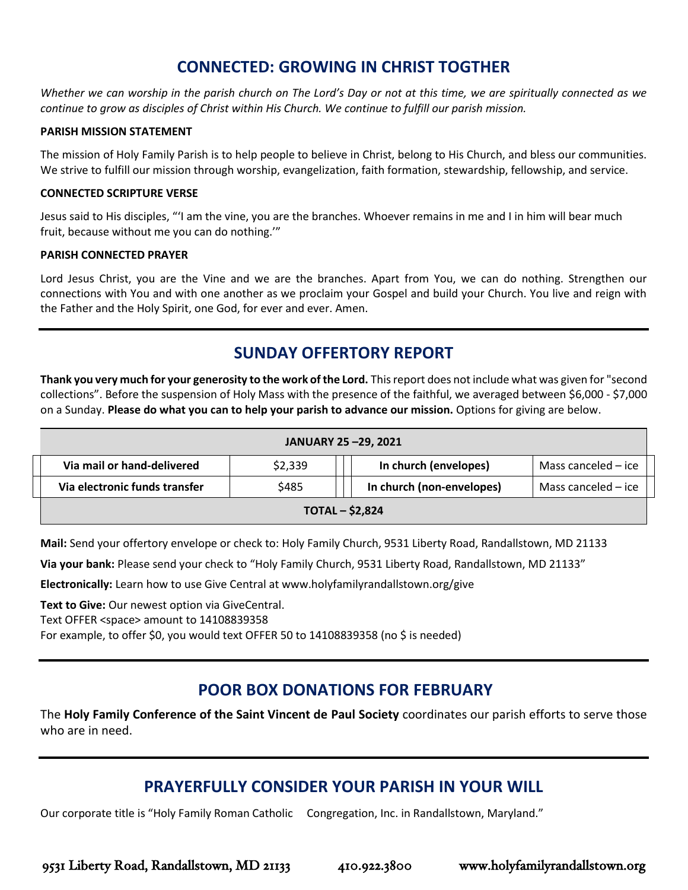## CONNECTED: GROWING IN CHRIST TOGTHER

*Whether we can worship in the parish church on The Lord's Day or not at this time, we are spiritually connected as we continue to grow as disciples of Christ within His Church. We continue to fulfill our parish mission.*

**PARISH MISSION STATEMENT**

The mission of Holy Family Parish is to help people to believe in Christ, belong to His Church, and bless our communities. We strive to fulfill our mission through worship, evangelization, faith formation, stewardship, fellowship, and service.

**CONNECTED SCRIPTURE VERSE**

Jesus said to His disciples, "'I am the vine, you are the branches. Whoever remains in me and I in him will bear much fruit, because without me you can do nothing.'"

**PARISH CONNECTED PRAYER**

Lord Jesus Christ, you are the Vine and we are the branches. Apart from You, we can do nothing. Strengthen our connections with You and with one another as we proclaim your Gospel and build your Church. You live and reign with the Father and the Holy Spirit, one God, for ever and ever. Amen.

---

## SUNDAY OFFERTORY REPORT

**Thank you very much for your generosity to the work of the Lord.** This report does not include what was given for "second collections". Before the suspension of Holy Mass with the presence of the faithful, we averaged between $6,000 - $7,000 on a Sunday. **Please do what you can to help your parish to advance our mission.** Options for giving are below.

| JANUARY 25 –29, 2021 | | | |
|---|---|---|---|
| **Via mail or hand-delivered** | $2,339 | **In church (envelopes)** | Mass canceled – ice |
| **Via electronic funds transfer** | $485 | **In church (non-envelopes)** | Mass canceled – ice |
| **TOTAL – $2,824** | | | |

**Mail:** Send your offertory envelope or check to: Holy Family Church, 9531 Liberty Road, Randallstown, MD 21133

**Via your bank:** Please send your check to "Holy Family Church, 9531 Liberty Road, Randallstown, MD 21133"

**Electronically:** Learn how to use Give Central at www.holyfamilyrandallstown.org/give

**Text to Give:** Our newest option via GiveCentral.
Text OFFER <space> amount to 14108839358
For example, to offer $0, you would text OFFER 50 to 14108839358 (no $ is needed)

---

## POOR BOX DONATIONS FOR FEBRUARY

The **Holy Family Conference of the Saint Vincent de Paul Society** coordinates our parish efforts to serve those who are in need.

---

## PRAYERFULLY CONSIDER YOUR PARISH IN YOUR WILL

Our corporate title is "Holy Family Roman Catholic Congregation, Inc. in Randallstown, Maryland."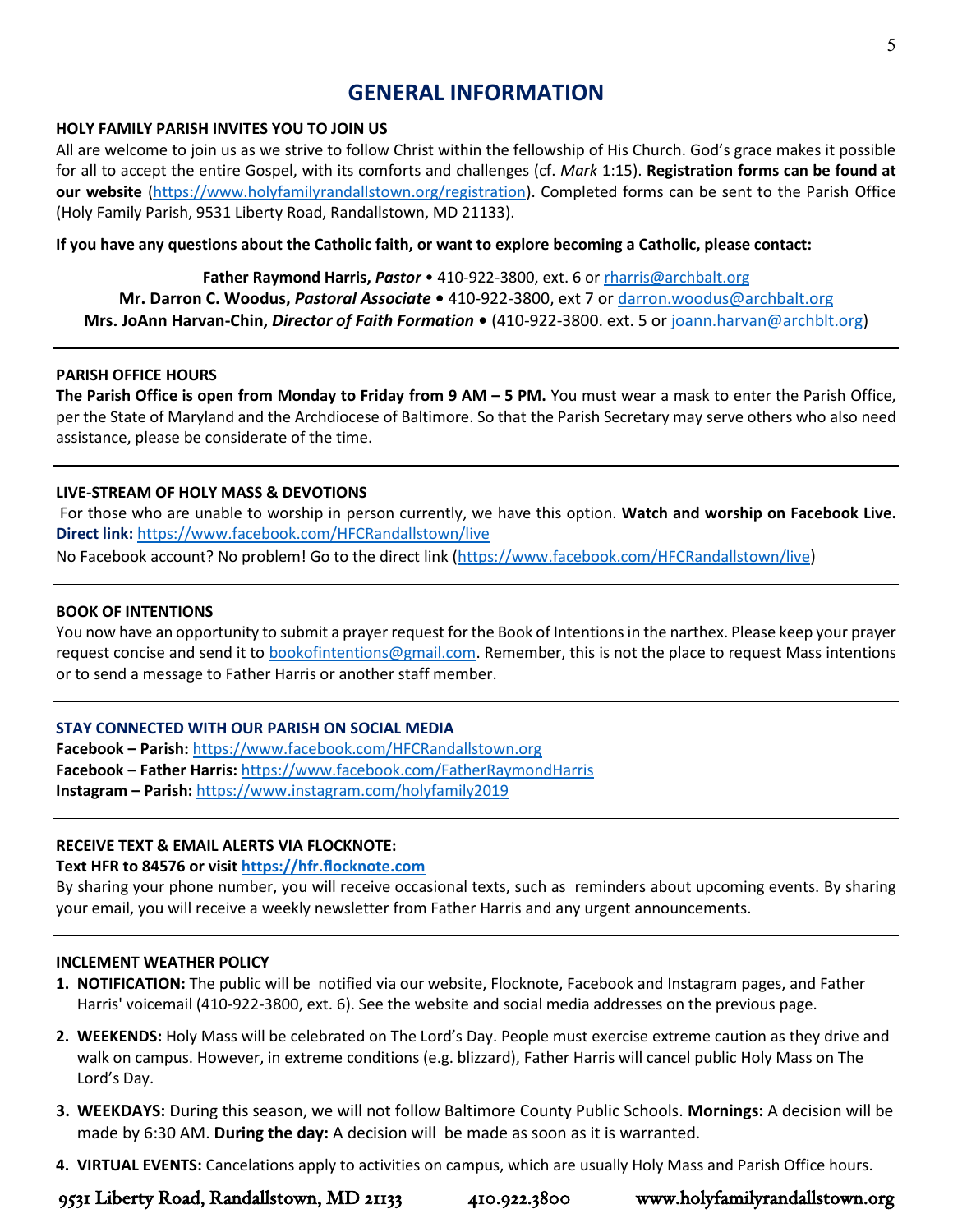# GENERAL INFORMATION

**HOLY FAMILY PARISH INVITES YOU TO JOIN US**

All are welcome to join us as we strive to follow Christ within the fellowship of His Church. God's grace makes it possible for all to accept the entire Gospel, with its comforts and challenges (cf. *Mark* 1:15). **Registration forms can be found at our website** (https://www.holyfamilyrandallstown.org/registration). Completed forms can be sent to the Parish Office (Holy Family Parish, 9531 Liberty Road, Randallstown, MD 21133).

**If you have any questions about the Catholic faith, or want to explore becoming a Catholic, please contact:**

**Father Raymond Harris, *Pastor*** • 410-922-3800, ext. 6 or rharris@archbalt.org
**Mr. Darron C. Woodus, *Pastoral Associate*** • 410-922-3800, ext 7 or darron.woodus@archbalt.org
**Mrs. JoAnn Harvan-Chin, *Director of Faith Formation*** • (410-922-3800. ext. 5 or joann.harvan@archblt.org)

---

**PARISH OFFICE HOURS**

**The Parish Office is open from Monday to Friday from 9 AM – 5 PM.** You must wear a mask to enter the Parish Office, per the State of Maryland and the Archdiocese of Baltimore. So that the Parish Secretary may serve others who also need assistance, please be considerate of the time.

---

**LIVE-STREAM OF HOLY MASS & DEVOTIONS**

For those who are unable to worship in person currently, we have this option. **Watch and worship on Facebook Live.**
**Direct link:** https://www.facebook.com/HFCRandallstown/live

No Facebook account? No problem! Go to the direct link (https://www.facebook.com/HFCRandallstown/live)

---

**BOOK OF INTENTIONS**

You now have an opportunity to submit a prayer request for the Book of Intentions in the narthex. Please keep your prayer request concise and send it to bookofintentions@gmail.com. Remember, this is not the place to request Mass intentions or to send a message to Father Harris or another staff member.

---

**STAY CONNECTED WITH OUR PARISH ON SOCIAL MEDIA**

**Facebook – Parish:** https://www.facebook.com/HFCRandallstown.org
**Facebook – Father Harris:** https://www.facebook.com/FatherRaymondHarris
**Instagram – Parish:** https://www.instagram.com/holyfamily2019

---

**RECEIVE TEXT & EMAIL ALERTS VIA FLOCKNOTE:**

**Text HFR to 84576 or visit https://hfr.flocknote.com**

By sharing your phone number, you will receive occasional texts, such as reminders about upcoming events. By sharing your email, you will receive a weekly newsletter from Father Harris and any urgent announcements.

---

**INCLEMENT WEATHER POLICY**

1. **NOTIFICATION:** The public will be notified via our website, Flocknote, Facebook and Instagram pages, and Father Harris' voicemail (410-922-3800, ext. 6). See the website and social media addresses on the previous page.
2. **WEEKENDS:** Holy Mass will be celebrated on The Lord's Day. People must exercise extreme caution as they drive and walk on campus. However, in extreme conditions (e.g. blizzard), Father Harris will cancel public Holy Mass on The Lord's Day.
3. **WEEKDAYS:** During this season, we will not follow Baltimore County Public Schools. **Mornings:** A decision will be made by 6:30 AM. **During the day:** A decision will be made as soon as it is warranted.
4. **VIRTUAL EVENTS:** Cancelations apply to activities on campus, which are usually Holy Mass and Parish Office hours.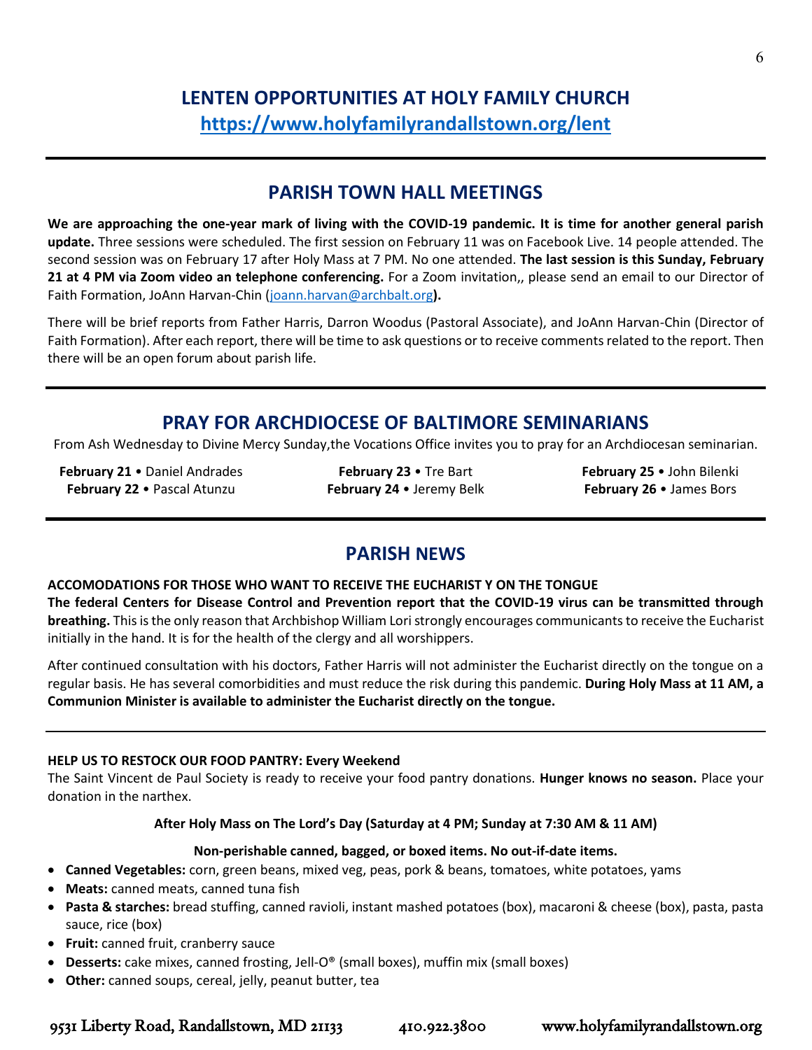# LENTEN OPPORTUNITIES AT HOLY FAMILY CHURCH

**https://www.holyfamilyrandallstown.org/lent**

---

## PARISH TOWN HALL MEETINGS

**We are approaching the one-year mark of living with the COVID-19 pandemic. It is time for another general parish update.** Three sessions were scheduled. The first session on February 11 was on Facebook Live. 14 people attended. The second session was on February 17 after Holy Mass at 7 PM. No one attended. **The last session is this Sunday, February 21 at 4 PM via Zoom video an telephone conferencing.** For a Zoom invitation,, please send an email to our Director of Faith Formation, JoAnn Harvan-Chin (joann.harvan@archbalt.org**).**

There will be brief reports from Father Harris, Darron Woodus (Pastoral Associate), and JoAnn Harvan-Chin (Director of Faith Formation). After each report, there will be time to ask questions or to receive comments related to the report. Then there will be an open forum about parish life.

---

## PRAY FOR ARCHDIOCESE OF BALTIMORE SEMINARIANS

From Ash Wednesday to Divine Mercy Sunday,the Vocations Office invites you to pray for an Archdiocesan seminarian.

**February 21** • Daniel Andrades
**February 22** • Pascal Atunzu
**February 23** • Tre Bart
**February 24** • Jeremy Belk
**February 25** • John Bilenki
**February 26** • James Bors

---

## PARISH NEWS

**ACCOMODATIONS FOR THOSE WHO WANT TO RECEIVE THE EUCHARIST Y ON THE TONGUE**

**The federal Centers for Disease Control and Prevention report that the COVID-19 virus can be transmitted through breathing.** This is the only reason that Archbishop William Lori strongly encourages communicants to receive the Eucharist initially in the hand. It is for the health of the clergy and all worshippers.

After continued consultation with his doctors, Father Harris will not administer the Eucharist directly on the tongue on a regular basis. He has several comorbidities and must reduce the risk during this pandemic. **During Holy Mass at 11 AM, a Communion Minister is available to administer the Eucharist directly on the tongue.**

---

**HELP US TO RESTOCK OUR FOOD PANTRY: Every Weekend**

The Saint Vincent de Paul Society is ready to receive your food pantry donations. **Hunger knows no season.** Place your donation in the narthex.

**After Holy Mass on The Lord's Day (Saturday at 4 PM; Sunday at 7:30 AM & 11 AM)**

**Non-perishable canned, bagged, or boxed items. No out-if-date items.**

- **Canned Vegetables:** corn, green beans, mixed veg, peas, pork & beans, tomatoes, white potatoes, yams
- **Meats:** canned meats, canned tuna fish
- **Pasta & starches:** bread stuffing, canned ravioli, instant mashed potatoes (box), macaroni & cheese (box), pasta, pasta sauce, rice (box)
- **Fruit:** canned fruit, cranberry sauce
- **Desserts:** cake mixes, canned frosting, Jell-O® (small boxes), muffin mix (small boxes)
- **Other:** canned soups, cereal, jelly, peanut butter, tea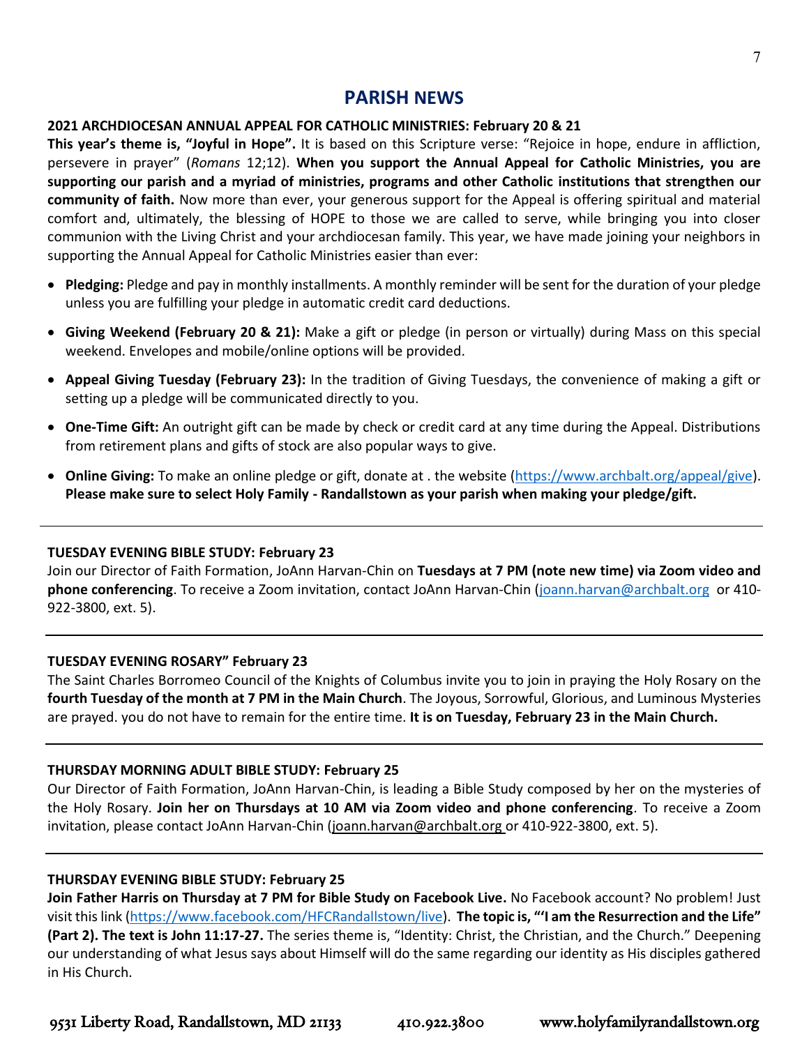# PARISH NEWS

**2021 ARCHDIOCESAN ANNUAL APPEAL FOR CATHOLIC MINISTRIES: February 20 & 21**

**This year's theme is, "Joyful in Hope".** It is based on this Scripture verse: "Rejoice in hope, endure in affliction, persevere in prayer" (*Romans* 12;12). **When you support the Annual Appeal for Catholic Ministries, you are supporting our parish and a myriad of ministries, programs and other Catholic institutions that strengthen our community of faith.** Now more than ever, your generous support for the Appeal is offering spiritual and material comfort and, ultimately, the blessing of HOPE to those we are called to serve, while bringing you into closer communion with the Living Christ and your archdiocesan family. This year, we have made joining your neighbors in supporting the Annual Appeal for Catholic Ministries easier than ever:

- **Pledging:** Pledge and pay in monthly installments. A monthly reminder will be sent for the duration of your pledge unless you are fulfilling your pledge in automatic credit card deductions.
- **Giving Weekend (February 20 & 21):** Make a gift or pledge (in person or virtually) during Mass on this special weekend. Envelopes and mobile/online options will be provided.
- **Appeal Giving Tuesday (February 23):** In the tradition of Giving Tuesdays, the convenience of making a gift or setting up a pledge will be communicated directly to you.
- **One-Time Gift:** An outright gift can be made by check or credit card at any time during the Appeal. Distributions from retirement plans and gifts of stock are also popular ways to give.
- **Online Giving:** To make an online pledge or gift, donate at . the website (https://www.archbalt.org/appeal/give). **Please make sure to select Holy Family - Randallstown as your parish when making your pledge/gift.**

---

**TUESDAY EVENING BIBLE STUDY: February 23**

Join our Director of Faith Formation, JoAnn Harvan-Chin on **Tuesdays at 7 PM (note new time) via Zoom video and phone conferencing**. To receive a Zoom invitation, contact JoAnn Harvan-Chin (joann.harvan@archbalt.org or 410-922-3800, ext. 5).

---

**TUESDAY EVENING ROSARY" February 23**

The Saint Charles Borromeo Council of the Knights of Columbus invite you to join in praying the Holy Rosary on the **fourth Tuesday of the month at 7 PM in the Main Church**. The Joyous, Sorrowful, Glorious, and Luminous Mysteries are prayed. you do not have to remain for the entire time. **It is on Tuesday, February 23 in the Main Church.**

---

**THURSDAY MORNING ADULT BIBLE STUDY: February 25**

Our Director of Faith Formation, JoAnn Harvan-Chin, is leading a Bible Study composed by her on the mysteries of the Holy Rosary. **Join her on Thursdays at 10 AM via Zoom video and phone conferencing**. To receive a Zoom invitation, please contact JoAnn Harvan-Chin (joann.harvan@archbalt.org or 410-922-3800, ext. 5).

---

**THURSDAY EVENING BIBLE STUDY: February 25**

**Join Father Harris on Thursday at 7 PM for Bible Study on Facebook Live.** No Facebook account? No problem! Just visit this link (https://www.facebook.com/HFCRandallstown/live). **The topic is, "'I am the Resurrection and the Life" (Part 2). The text is John 11:17-27.** The series theme is, "Identity: Christ, the Christian, and the Church." Deepening our understanding of what Jesus says about Himself will do the same regarding our identity as His disciples gathered in His Church.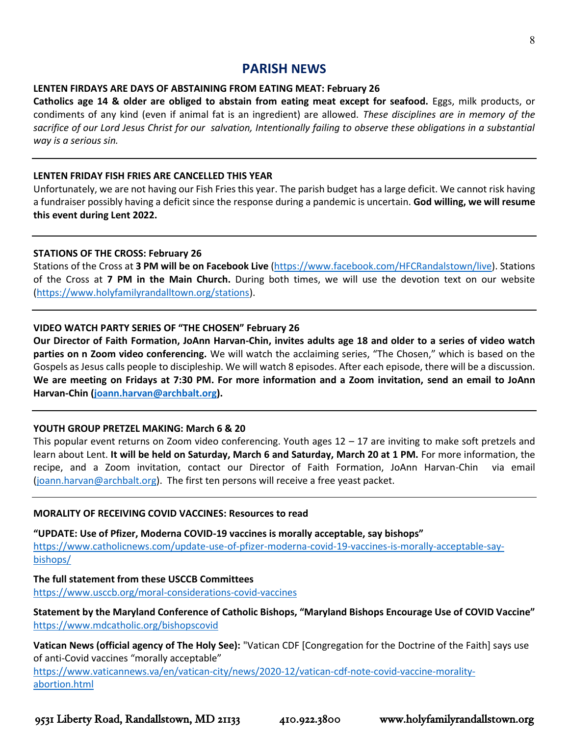# PARISH NEWS

**LENTEN FIRDAYS ARE DAYS OF ABSTAINING FROM EATING MEAT: February 26**

**Catholics age 14 & older are obliged to abstain from eating meat except for seafood.** Eggs, milk products, or condiments of any kind (even if animal fat is an ingredient) are allowed. *These disciplines are in memory of the sacrifice of our Lord Jesus Christ for our salvation, Intentionally failing to observe these obligations in a substantial way is a serious sin.*

---

**LENTEN FRIDAY FISH FRIES ARE CANCELLED THIS YEAR**

Unfortunately, we are not having our Fish Fries this year. The parish budget has a large deficit. We cannot risk having a fundraiser possibly having a deficit since the response during a pandemic is uncertain. **God willing, we will resume this event during Lent 2022.**

---

**STATIONS OF THE CROSS: February 26**

Stations of the Cross at **3 PM will be on Facebook Live** (https://www.facebook.com/HFCRandalstown/live). Stations of the Cross at **7 PM in the Main Church.** During both times, we will use the devotion text on our website (https://www.holyfamilyrandalltown.org/stations).

---

**VIDEO WATCH PARTY SERIES OF "THE CHOSEN" February 26**

**Our Director of Faith Formation, JoAnn Harvan-Chin, invites adults age 18 and older to a series of video watch parties on n Zoom video conferencing.** We will watch the acclaiming series, "The Chosen," which is based on the Gospels as Jesus calls people to discipleship. We will watch 8 episodes. After each episode, there will be a discussion. **We are meeting on Fridays at 7:30 PM. For more information and a Zoom invitation, send an email to JoAnn Harvan-Chin (joann.harvan@archbalt.org).**

---

**YOUTH GROUP PRETZEL MAKING: March 6 & 20**

This popular event returns on Zoom video conferencing. Youth ages 12 – 17 are inviting to make soft pretzels and learn about Lent. **It will be held on Saturday, March 6 and Saturday, March 20 at 1 PM.** For more information, the recipe, and a Zoom invitation, contact our Director of Faith Formation, JoAnn Harvan-Chin via email (joann.harvan@archbalt.org). The first ten persons will receive a free yeast packet.

---

**MORALITY OF RECEIVING COVID VACCINES: Resources to read**

**"UPDATE: Use of Pfizer, Moderna COVID-19 vaccines is morally acceptable, say bishops"**
https://www.catholicnews.com/update-use-of-pfizer-moderna-covid-19-vaccines-is-morally-acceptable-say-bishops/

**The full statement from these USCCB Committees**
https://www.usccb.org/moral-considerations-covid-vaccines

**Statement by the Maryland Conference of Catholic Bishops, "Maryland Bishops Encourage Use of COVID Vaccine"**
https://www.mdcatholic.org/bishopscovid

**Vatican News (official agency of The Holy See):** "Vatican CDF [Congregation for the Doctrine of the Faith] says use of anti-Covid vaccines "morally acceptable"
https://www.vaticannews.va/en/vatican-city/news/2020-12/vatican-cdf-note-covid-vaccine-morality-abortion.html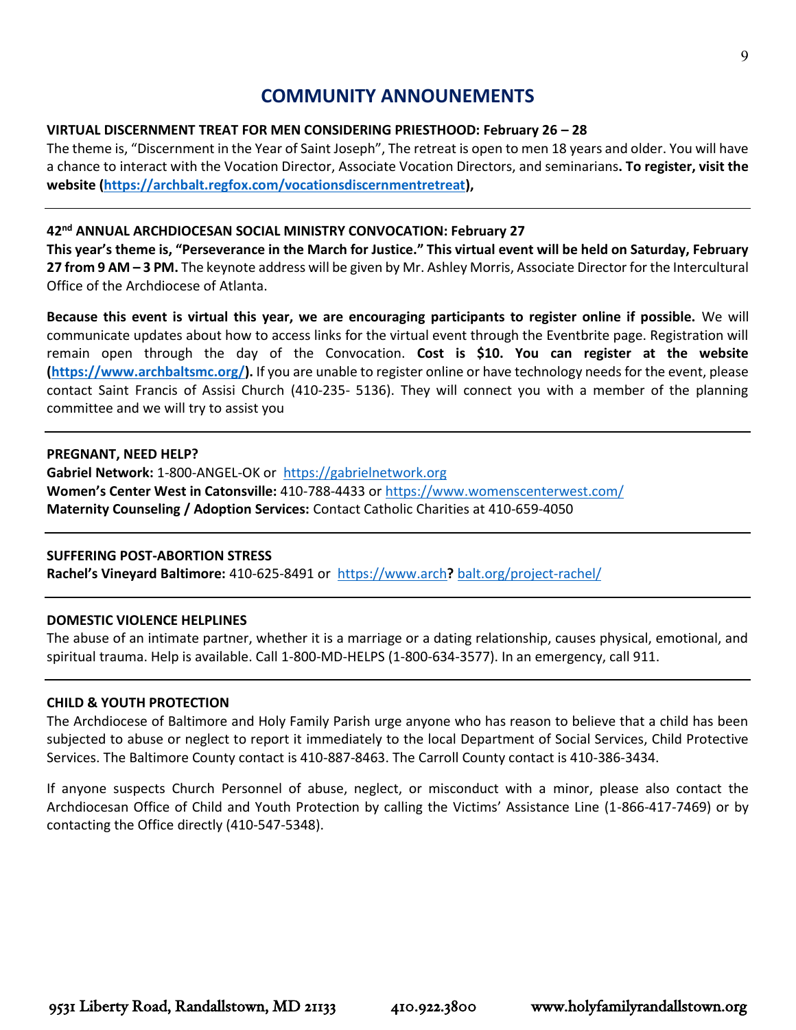# COMMUNITY ANNOUNEMENTS

**VIRTUAL DISCERNMENT TREAT FOR MEN CONSIDERING PRIESTHOOD: February 26 – 28**

The theme is, "Discernment in the Year of Saint Joseph", The retreat is open to men 18 years and older. You will have a chance to interact with the Vocation Director, Associate Vocation Directors, and seminarians**. To register, visit the website (https://archbalt.regfox.com/vocationsdiscernmentretreat),**

---

**42nd ANNUAL ARCHDIOCESAN SOCIAL MINISTRY CONVOCATION: February 27**

**This year's theme is, "Perseverance in the March for Justice." This virtual event will be held on Saturday, February 27 from 9 AM – 3 PM.** The keynote address will be given by Mr. Ashley Morris, Associate Director for the Intercultural Office of the Archdiocese of Atlanta.

**Because this event is virtual this year, we are encouraging participants to register online if possible.** We will communicate updates about how to access links for the virtual event through the Eventbrite page. Registration will remain open through the day of the Convocation. **Cost is $10. You can register at the website (https://www.archbaltsmc.org/).** If you are unable to register online or have technology needs for the event, please contact Saint Francis of Assisi Church (410-235- 5136). They will connect you with a member of the planning committee and we will try to assist you

---

**PREGNANT, NEED HELP?**

**Gabriel Network:** 1-800-ANGEL-OK or https://gabrielnetwork.org
**Women's Center West in Catonsville:** 410-788-4433 or https://www.womenscenterwest.com/
**Maternity Counseling / Adoption Services:** Contact Catholic Charities at 410-659-4050

---

**SUFFERING POST-ABORTION STRESS**

**Rachel's Vineyard Baltimore:** 410-625-8491 or https://www.arch**?** balt.org/project-rachel/

---

**DOMESTIC VIOLENCE HELPLINES**

The abuse of an intimate partner, whether it is a marriage or a dating relationship, causes physical, emotional, and spiritual trauma. Help is available. Call 1-800-MD-HELPS (1-800-634-3577). In an emergency, call 911.

---

**CHILD & YOUTH PROTECTION**

The Archdiocese of Baltimore and Holy Family Parish urge anyone who has reason to believe that a child has been subjected to abuse or neglect to report it immediately to the local Department of Social Services, Child Protective Services. The Baltimore County contact is 410-887-8463. The Carroll County contact is 410-386-3434.

If anyone suspects Church Personnel of abuse, neglect, or misconduct with a minor, please also contact the Archdiocesan Office of Child and Youth Protection by calling the Victims' Assistance Line (1-866-417-7469) or by contacting the Office directly (410-547-5348).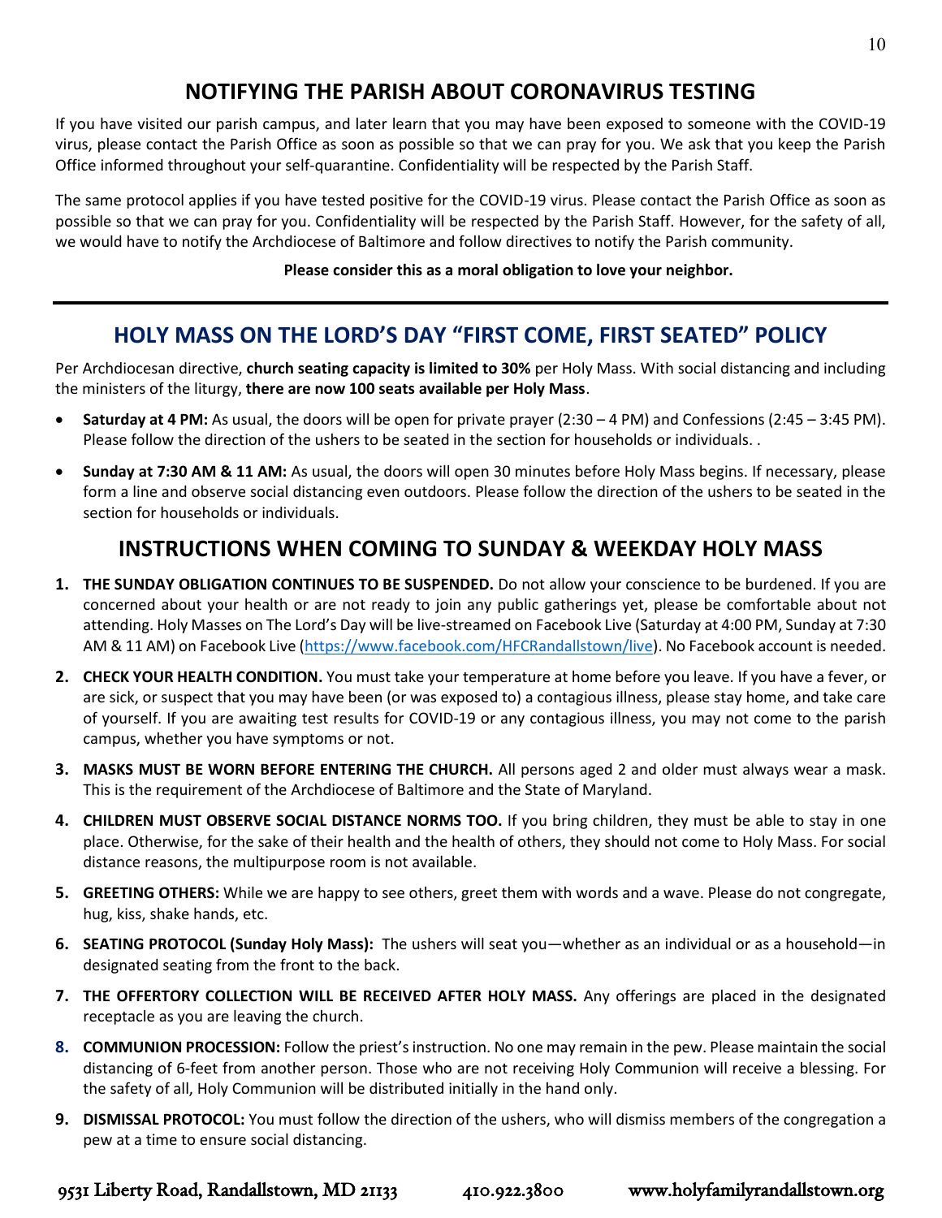## NOTIFYING THE PARISH ABOUT CORONAVIRUS TESTING

If you have visited our parish campus, and later learn that you may have been exposed to someone with the COVID-19 virus, please contact the Parish Office as soon as possible so that we can pray for you. We ask that you keep the Parish Office informed throughout your self-quarantine. Confidentiality will be respected by the Parish Staff.

The same protocol applies if you have tested positive for the COVID-19 virus. Please contact the Parish Office as soon as possible so that we can pray for you. Confidentiality will be respected by the Parish Staff. However, for the safety of all, we would have to notify the Archdiocese of Baltimore and follow directives to notify the Parish community.

**Please consider this as a moral obligation to love your neighbor.**

---

## HOLY MASS ON THE LORD'S DAY "FIRST COME, FIRST SEATED" POLICY

Per Archdiocesan directive, **church seating capacity is limited to 30%** per Holy Mass. With social distancing and including the ministers of the liturgy, **there are now 100 seats available per Holy Mass**.

- **Saturday at 4 PM:** As usual, the doors will be open for private prayer (2:30 – 4 PM) and Confessions (2:45 – 3:45 PM). Please follow the direction of the ushers to be seated in the section for households or individuals. .
- **Sunday at 7:30 AM & 11 AM:** As usual, the doors will open 30 minutes before Holy Mass begins. If necessary, please form a line and observe social distancing even outdoors. Please follow the direction of the ushers to be seated in the section for households or individuals.

## INSTRUCTIONS WHEN COMING TO SUNDAY & WEEKDAY HOLY MASS

1. **THE SUNDAY OBLIGATION CONTINUES TO BE SUSPENDED.** Do not allow your conscience to be burdened. If you are concerned about your health or are not ready to join any public gatherings yet, please be comfortable about not attending. Holy Masses on The Lord's Day will be live-streamed on Facebook Live (Saturday at 4:00 PM, Sunday at 7:30 AM & 11 AM) on Facebook Live (https://www.facebook.com/HFCRandallstown/live). No Facebook account is needed.
2. **CHECK YOUR HEALTH CONDITION.** You must take your temperature at home before you leave. If you have a fever, or are sick, or suspect that you may have been (or was exposed to) a contagious illness, please stay home, and take care of yourself. If you are awaiting test results for COVID-19 or any contagious illness, you may not come to the parish campus, whether you have symptoms or not.
3. **MASKS MUST BE WORN BEFORE ENTERING THE CHURCH.** All persons aged 2 and older must always wear a mask. This is the requirement of the Archdiocese of Baltimore and the State of Maryland.
4. **CHILDREN MUST OBSERVE SOCIAL DISTANCE NORMS TOO.** If you bring children, they must be able to stay in one place. Otherwise, for the sake of their health and the health of others, they should not come to Holy Mass. For social distance reasons, the multipurpose room is not available.
5. **GREETING OTHERS:** While we are happy to see others, greet them with words and a wave. Please do not congregate, hug, kiss, shake hands, etc.
6. **SEATING PROTOCOL (Sunday Holy Mass):** The ushers will seat you—whether as an individual or as a household—in designated seating from the front to the back.
7. **THE OFFERTORY COLLECTION WILL BE RECEIVED AFTER HOLY MASS.** Any offerings are placed in the designated receptacle as you are leaving the church.
8. **COMMUNION PROCESSION:** Follow the priest's instruction. No one may remain in the pew. Please maintain the social distancing of 6-feet from another person. Those who are not receiving Holy Communion will receive a blessing. For the safety of all, Holy Communion will be distributed initially in the hand only.
9. **DISMISSAL PROTOCOL:** You must follow the direction of the ushers, who will dismiss members of the congregation a pew at a time to ensure social distancing.